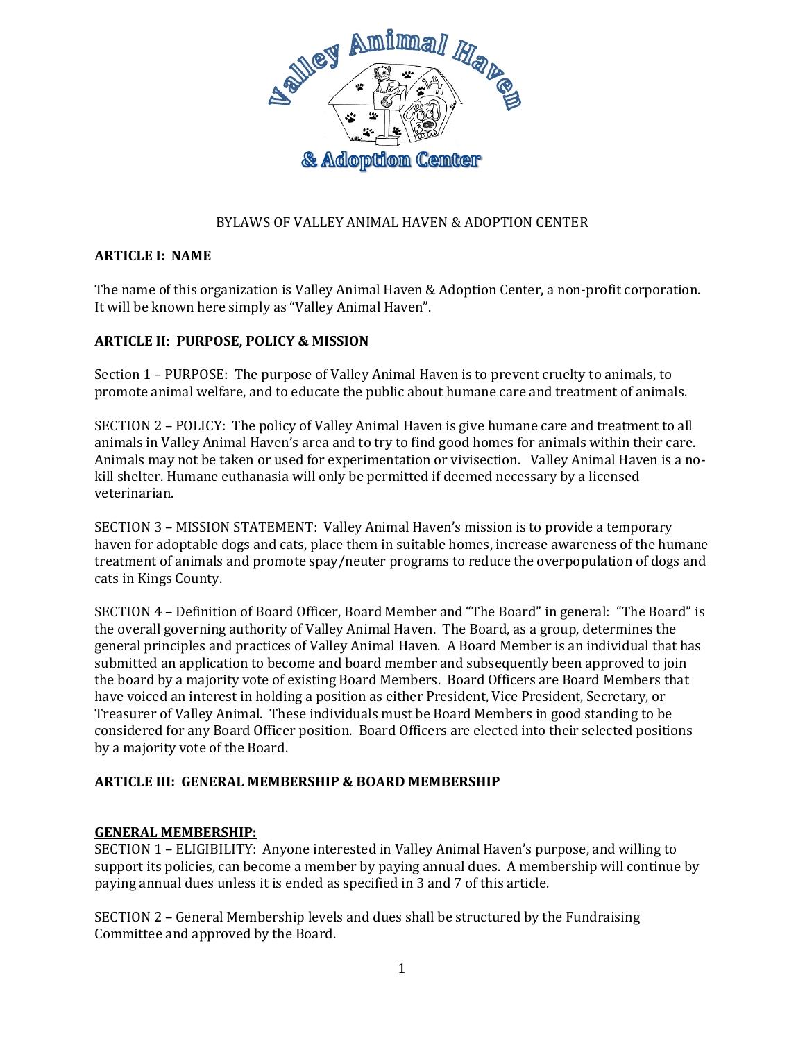# BYLAWS OF VALLEY ANIMAL HAVEN & ADOPTION CENTER

## ARTICLE I: NAME

The name of this organization is Valley Animal Haven & Adoption Center, a non-profit corporation. It will be known here simply as "Valley Animal Haven".

## ARTICLE II: PURPOSE, POLICY & MISSION

Section 1 – PURPOSE: The purpose of Valley Animal Haven is to prevent cruelty to animals, to promote animal welfare, and to educate the public about humane care and treatment of animals.

SECTION 2 – POLICY: The policy of Valley Animal Haven is give humane care and treatment to all animals in Valley Animal Haven's area and to try to find good homes for animals within their care. Animals may not be taken or used for experimentation or vivisection. Valley Animal Haven is a no-kill shelter. Humane euthanasia will only be permitted if deemed necessary by a licensed veterinarian.

SECTION 3 – MISSION STATEMENT: Valley Animal Haven's mission is to provide a temporary haven for adoptable dogs and cats, place them in suitable homes, increase awareness of the humane treatment of animals and promote spay/neuter programs to reduce the overpopulation of dogs and cats in Kings County.

SECTION 4 – Definition of Board Officer, Board Member and "The Board" in general: "The Board" is the overall governing authority of Valley Animal Haven. The Board, as a group, determines the general principles and practices of Valley Animal Haven. A Board Member is an individual that has submitted an application to become and board member and subsequently been approved to join the board by a majority vote of existing Board Members. Board Officers are Board Members that have voiced an interest in holding a position as either President, Vice President, Secretary, or Treasurer of Valley Animal. These individuals must be Board Members in good standing to be considered for any Board Officer position. Board Officers are elected into their selected positions by a majority vote of the Board.

## ARTICLE III: GENERAL MEMBERSHIP & BOARD MEMBERSHIP

### GENERAL MEMBERSHIP:

SECTION 1 – ELIGIBILITY: Anyone interested in Valley Animal Haven's purpose, and willing to support its policies, can become a member by paying annual dues. A membership will continue by paying annual dues unless it is ended as specified in 3 and 7 of this article.

SECTION 2 – General Membership levels and dues shall be structured by the Fundraising Committee and approved by the Board.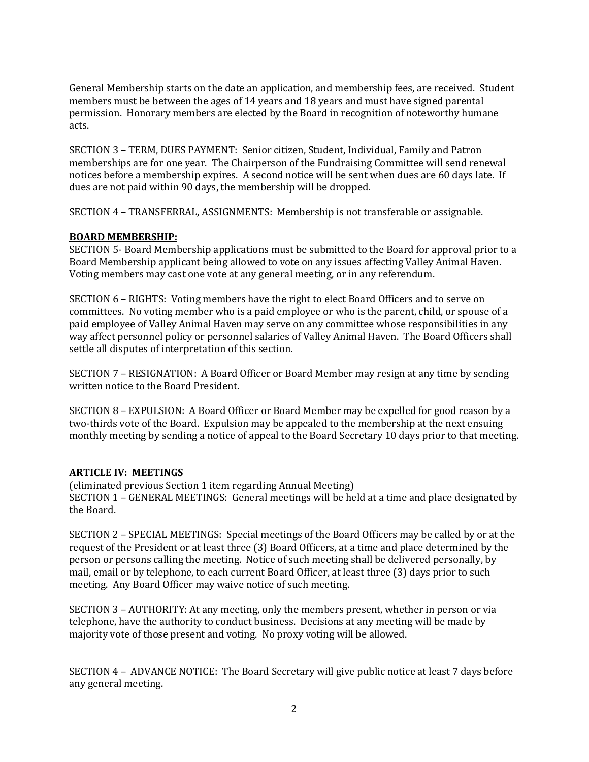General Membership starts on the date an application, and membership fees, are received. Student members must be between the ages of 14 years and 18 years and must have signed parental permission. Honorary members are elected by the Board in recognition of noteworthy humane acts.

SECTION 3 – TERM, DUES PAYMENT: Senior citizen, Student, Individual, Family and Patron memberships are for one year. The Chairperson of the Fundraising Committee will send renewal notices before a membership expires. A second notice will be sent when dues are 60 days late. If dues are not paid within 90 days, the membership will be dropped.

SECTION 4 – TRANSFERRAL, ASSIGNMENTS: Membership is not transferable or assignable.

**<u>BOARD MEMBERSHIP:</u>**

SECTION 5- Board Membership applications must be submitted to the Board for approval prior to a Board Membership applicant being allowed to vote on any issues affecting Valley Animal Haven. Voting members may cast one vote at any general meeting, or in any referendum.

SECTION 6 – RIGHTS: Voting members have the right to elect Board Officers and to serve on committees. No voting member who is a paid employee or who is the parent, child, or spouse of a paid employee of Valley Animal Haven may serve on any committee whose responsibilities in any way affect personnel policy or personnel salaries of Valley Animal Haven. The Board Officers shall settle all disputes of interpretation of this section.

SECTION 7 – RESIGNATION: A Board Officer or Board Member may resign at any time by sending written notice to the Board President.

SECTION 8 – EXPULSION: A Board Officer or Board Member may be expelled for good reason by a two-thirds vote of the Board. Expulsion may be appealed to the membership at the next ensuing monthly meeting by sending a notice of appeal to the Board Secretary 10 days prior to that meeting.

**ARTICLE IV: MEETINGS**

(eliminated previous Section 1 item regarding Annual Meeting)

SECTION 1 – GENERAL MEETINGS: General meetings will be held at a time and place designated by the Board.

SECTION 2 – SPECIAL MEETINGS: Special meetings of the Board Officers may be called by or at the request of the President or at least three (3) Board Officers, at a time and place determined by the person or persons calling the meeting. Notice of such meeting shall be delivered personally, by mail, email or by telephone, to each current Board Officer, at least three (3) days prior to such meeting. Any Board Officer may waive notice of such meeting.

SECTION 3 – AUTHORITY: At any meeting, only the members present, whether in person or via telephone, have the authority to conduct business. Decisions at any meeting will be made by majority vote of those present and voting. No proxy voting will be allowed.

SECTION 4 – ADVANCE NOTICE: The Board Secretary will give public notice at least 7 days before any general meeting.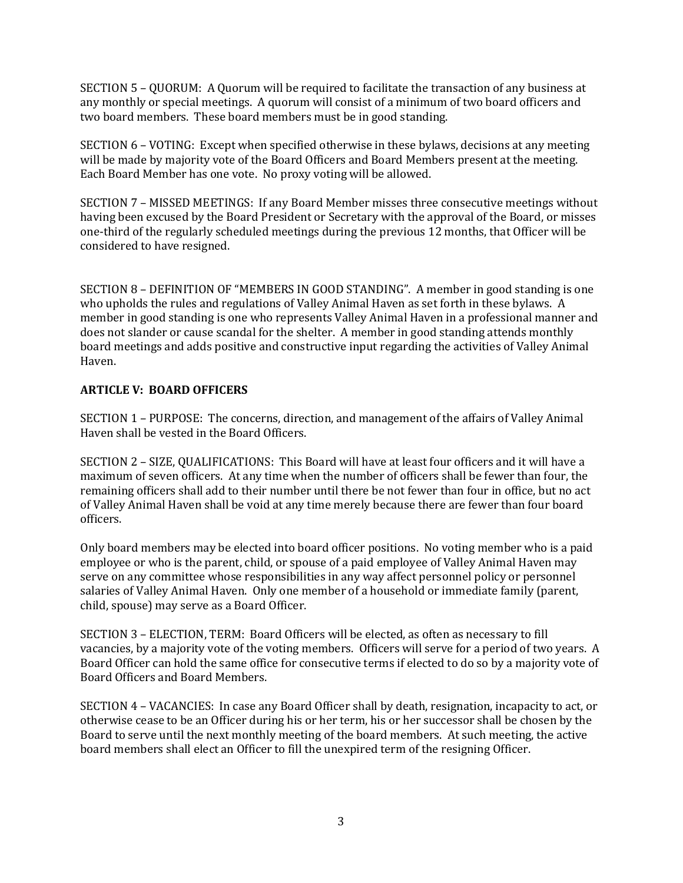SECTION 5 – QUORUM: A Quorum will be required to facilitate the transaction of any business at any monthly or special meetings. A quorum will consist of a minimum of two board officers and two board members. These board members must be in good standing.

SECTION 6 – VOTING: Except when specified otherwise in these bylaws, decisions at any meeting will be made by majority vote of the Board Officers and Board Members present at the meeting. Each Board Member has one vote. No proxy voting will be allowed.

SECTION 7 – MISSED MEETINGS: If any Board Member misses three consecutive meetings without having been excused by the Board President or Secretary with the approval of the Board, or misses one-third of the regularly scheduled meetings during the previous 12 months, that Officer will be considered to have resigned.

SECTION 8 – DEFINITION OF "MEMBERS IN GOOD STANDING". A member in good standing is one who upholds the rules and regulations of Valley Animal Haven as set forth in these bylaws. A member in good standing is one who represents Valley Animal Haven in a professional manner and does not slander or cause scandal for the shelter. A member in good standing attends monthly board meetings and adds positive and constructive input regarding the activities of Valley Animal Haven.

## ARTICLE V: BOARD OFFICERS

SECTION 1 – PURPOSE: The concerns, direction, and management of the affairs of Valley Animal Haven shall be vested in the Board Officers.

SECTION 2 – SIZE, QUALIFICATIONS: This Board will have at least four officers and it will have a maximum of seven officers. At any time when the number of officers shall be fewer than four, the remaining officers shall add to their number until there be not fewer than four in office, but no act of Valley Animal Haven shall be void at any time merely because there are fewer than four board officers.

Only board members may be elected into board officer positions. No voting member who is a paid employee or who is the parent, child, or spouse of a paid employee of Valley Animal Haven may serve on any committee whose responsibilities in any way affect personnel policy or personnel salaries of Valley Animal Haven. Only one member of a household or immediate family (parent, child, spouse) may serve as a Board Officer.

SECTION 3 – ELECTION, TERM: Board Officers will be elected, as often as necessary to fill vacancies, by a majority vote of the voting members. Officers will serve for a period of two years. A Board Officer can hold the same office for consecutive terms if elected to do so by a majority vote of Board Officers and Board Members.

SECTION 4 – VACANCIES: In case any Board Officer shall by death, resignation, incapacity to act, or otherwise cease to be an Officer during his or her term, his or her successor shall be chosen by the Board to serve until the next monthly meeting of the board members. At such meeting, the active board members shall elect an Officer to fill the unexpired term of the resigning Officer.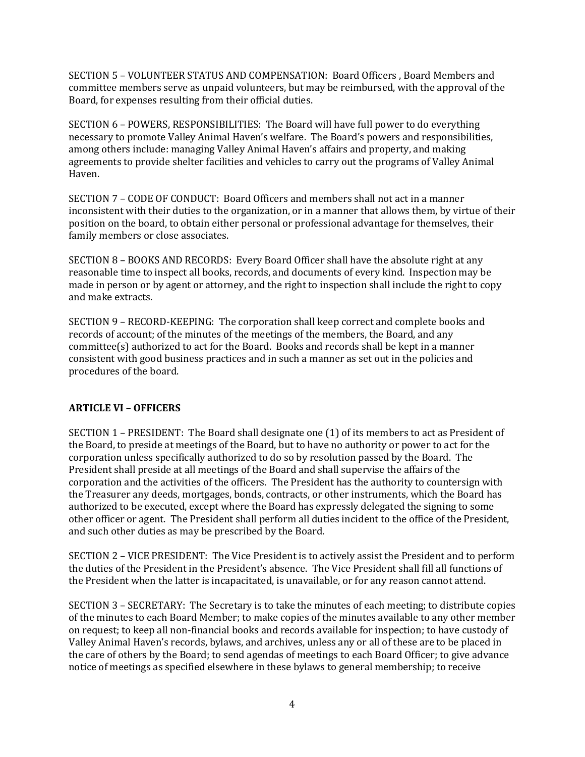SECTION 5 – VOLUNTEER STATUS AND COMPENSATION: Board Officers , Board Members and committee members serve as unpaid volunteers, but may be reimbursed, with the approval of the Board, for expenses resulting from their official duties.

SECTION 6 – POWERS, RESPONSIBILITIES: The Board will have full power to do everything necessary to promote Valley Animal Haven's welfare. The Board's powers and responsibilities, among others include: managing Valley Animal Haven's affairs and property, and making agreements to provide shelter facilities and vehicles to carry out the programs of Valley Animal Haven.

SECTION 7 – CODE OF CONDUCT: Board Officers and members shall not act in a manner inconsistent with their duties to the organization, or in a manner that allows them, by virtue of their position on the board, to obtain either personal or professional advantage for themselves, their family members or close associates.

SECTION 8 – BOOKS AND RECORDS: Every Board Officer shall have the absolute right at any reasonable time to inspect all books, records, and documents of every kind. Inspection may be made in person or by agent or attorney, and the right to inspection shall include the right to copy and make extracts.

SECTION 9 – RECORD-KEEPING: The corporation shall keep correct and complete books and records of account; of the minutes of the meetings of the members, the Board, and any committee(s) authorized to act for the Board. Books and records shall be kept in a manner consistent with good business practices and in such a manner as set out in the policies and procedures of the board.

## ARTICLE VI – OFFICERS

SECTION 1 – PRESIDENT: The Board shall designate one (1) of its members to act as President of the Board, to preside at meetings of the Board, but to have no authority or power to act for the corporation unless specifically authorized to do so by resolution passed by the Board. The President shall preside at all meetings of the Board and shall supervise the affairs of the corporation and the activities of the officers. The President has the authority to countersign with the Treasurer any deeds, mortgages, bonds, contracts, or other instruments, which the Board has authorized to be executed, except where the Board has expressly delegated the signing to some other officer or agent. The President shall perform all duties incident to the office of the President, and such other duties as may be prescribed by the Board.

SECTION 2 – VICE PRESIDENT: The Vice President is to actively assist the President and to perform the duties of the President in the President's absence. The Vice President shall fill all functions of the President when the latter is incapacitated, is unavailable, or for any reason cannot attend.

SECTION 3 – SECRETARY: The Secretary is to take the minutes of each meeting; to distribute copies of the minutes to each Board Member; to make copies of the minutes available to any other member on request; to keep all non-financial books and records available for inspection; to have custody of Valley Animal Haven's records, bylaws, and archives, unless any or all of these are to be placed in the care of others by the Board; to send agendas of meetings to each Board Officer; to give advance notice of meetings as specified elsewhere in these bylaws to general membership; to receive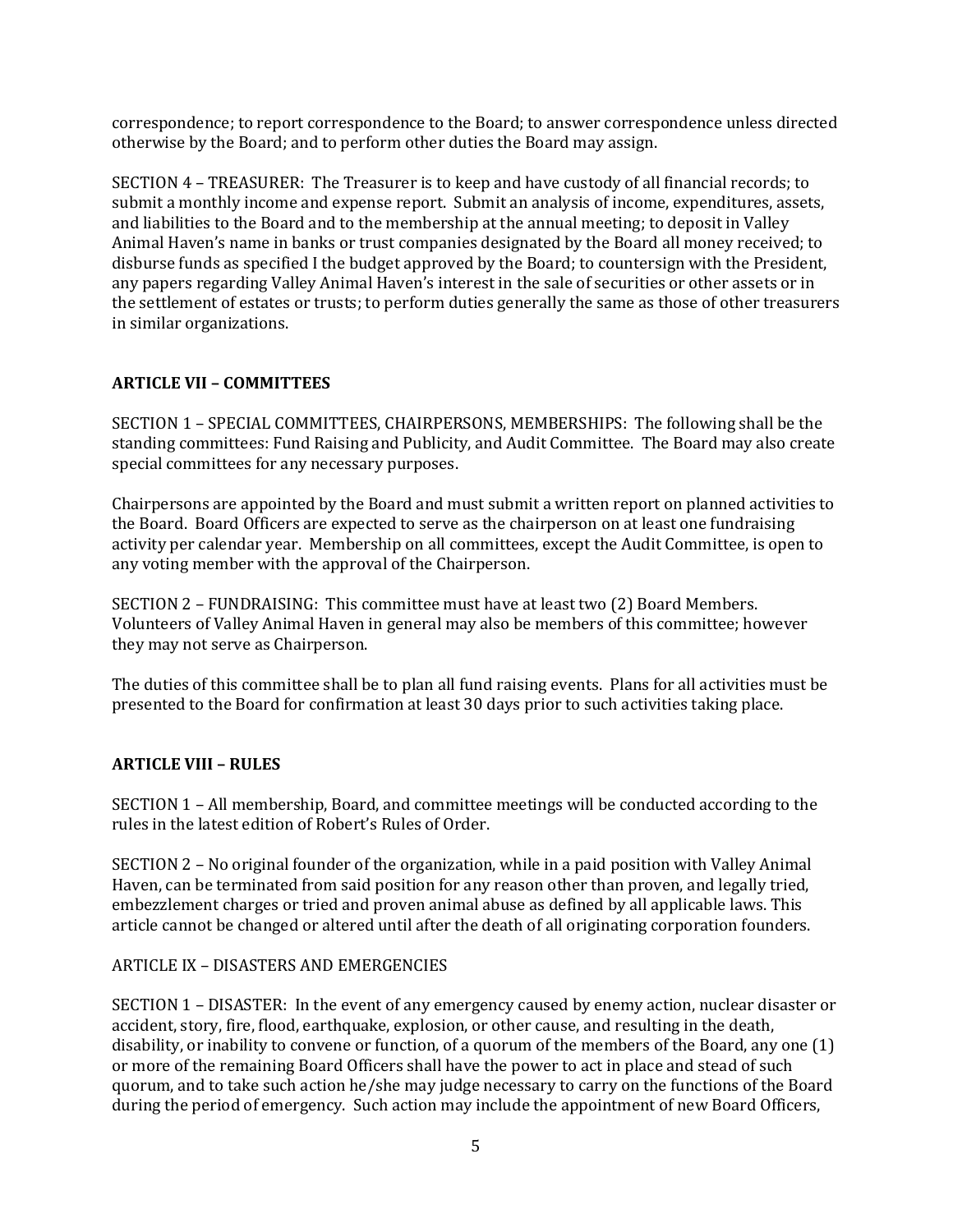correspondence; to report correspondence to the Board; to answer correspondence unless directed otherwise by the Board; and to perform other duties the Board may assign.

SECTION 4 – TREASURER: The Treasurer is to keep and have custody of all financial records; to submit a monthly income and expense report. Submit an analysis of income, expenditures, assets, and liabilities to the Board and to the membership at the annual meeting; to deposit in Valley Animal Haven's name in banks or trust companies designated by the Board all money received; to disburse funds as specified I the budget approved by the Board; to countersign with the President, any papers regarding Valley Animal Haven's interest in the sale of securities or other assets or in the settlement of estates or trusts; to perform duties generally the same as those of other treasurers in similar organizations.

## ARTICLE VII – COMMITTEES

SECTION 1 – SPECIAL COMMITTEES, CHAIRPERSONS, MEMBERSHIPS: The following shall be the standing committees: Fund Raising and Publicity, and Audit Committee. The Board may also create special committees for any necessary purposes.

Chairpersons are appointed by the Board and must submit a written report on planned activities to the Board. Board Officers are expected to serve as the chairperson on at least one fundraising activity per calendar year. Membership on all committees, except the Audit Committee, is open to any voting member with the approval of the Chairperson.

SECTION 2 – FUNDRAISING: This committee must have at least two (2) Board Members. Volunteers of Valley Animal Haven in general may also be members of this committee; however they may not serve as Chairperson.

The duties of this committee shall be to plan all fund raising events. Plans for all activities must be presented to the Board for confirmation at least 30 days prior to such activities taking place.

## ARTICLE VIII – RULES

SECTION 1 – All membership, Board, and committee meetings will be conducted according to the rules in the latest edition of Robert's Rules of Order.

SECTION 2 – No original founder of the organization, while in a paid position with Valley Animal Haven, can be terminated from said position for any reason other than proven, and legally tried, embezzlement charges or tried and proven animal abuse as defined by all applicable laws. This article cannot be changed or altered until after the death of all originating corporation founders.

ARTICLE IX – DISASTERS AND EMERGENCIES

SECTION 1 – DISASTER: In the event of any emergency caused by enemy action, nuclear disaster or accident, story, fire, flood, earthquake, explosion, or other cause, and resulting in the death, disability, or inability to convene or function, of a quorum of the members of the Board, any one (1) or more of the remaining Board Officers shall have the power to act in place and stead of such quorum, and to take such action he/she may judge necessary to carry on the functions of the Board during the period of emergency. Such action may include the appointment of new Board Officers,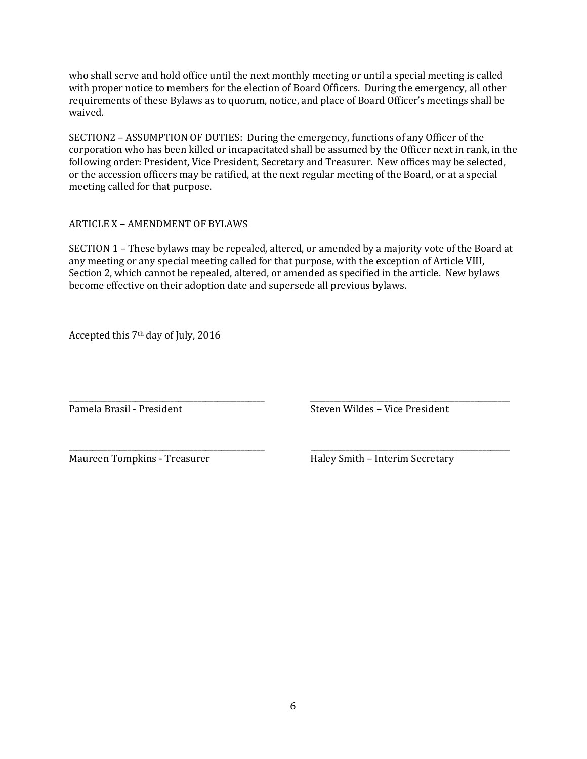who shall serve and hold office until the next monthly meeting or until a special meeting is called with proper notice to members for the election of Board Officers. During the emergency, all other requirements of these Bylaws as to quorum, notice, and place of Board Officer's meetings shall be waived.

SECTION2 – ASSUMPTION OF DUTIES: During the emergency, functions of any Officer of the corporation who has been killed or incapacitated shall be assumed by the Officer next in rank, in the following order: President, Vice President, Secretary and Treasurer. New offices may be selected, or the accession officers may be ratified, at the next regular meeting of the Board, or at a special meeting called for that purpose.

## ARTICLE X – AMENDMENT OF BYLAWS

SECTION 1 – These bylaws may be repealed, altered, or amended by a majority vote of the Board at any meeting or any special meeting called for that purpose, with the exception of Article VIII, Section 2, which cannot be repealed, altered, or amended as specified in the article. New bylaws become effective on their adoption date and supersede all previous bylaws.

Accepted this 7th day of July, 2016

| | |
|---|---|
| ______________________________ | ______________________________ |
| Pamela Brasil - President | Steven Wildes – Vice President |
| ______________________________ | ______________________________ |
| Maureen Tompkins - Treasurer | Haley Smith – Interim Secretary |